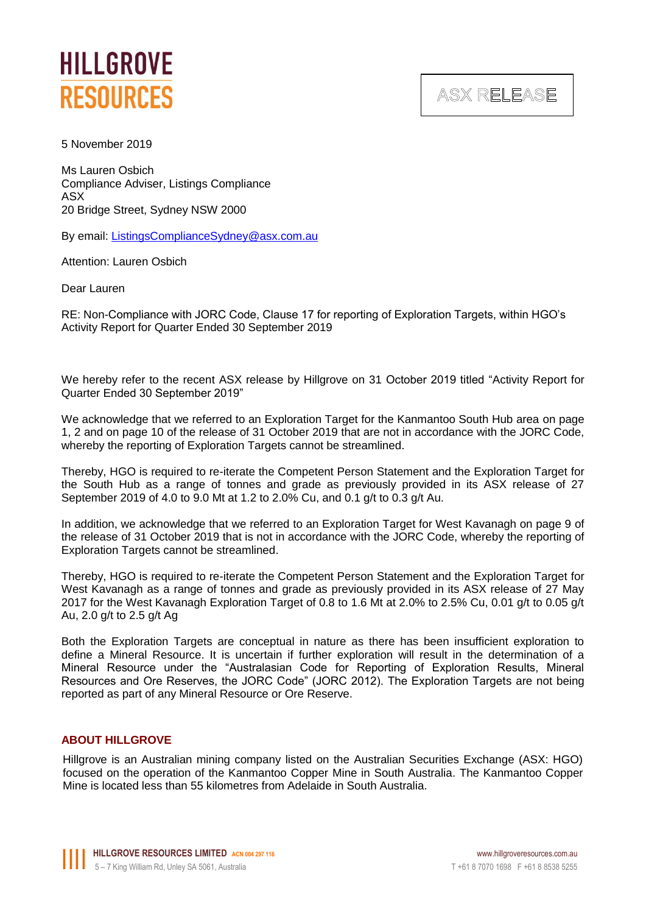**HILLGROVE RESOURCES**

ASX RELEASE

5 November 2019

Ms Lauren Osbich
Compliance Adviser, Listings Compliance
ASX
20 Bridge Street, Sydney NSW 2000

By email: ListingsComplianceSydney@asx.com.au

Attention: Lauren Osbich

Dear Lauren

RE: Non-Compliance with JORC Code, Clause 17 for reporting of Exploration Targets, within HGO's Activity Report for Quarter Ended 30 September 2019

We hereby refer to the recent ASX release by Hillgrove on 31 October 2019 titled "Activity Report for Quarter Ended 30 September 2019"

We acknowledge that we referred to an Exploration Target for the Kanmantoo South Hub area on page 1, 2 and on page 10 of the release of 31 October 2019 that are not in accordance with the JORC Code, whereby the reporting of Exploration Targets cannot be streamlined.

Thereby, HGO is required to re-iterate the Competent Person Statement and the Exploration Target for the South Hub as a range of tonnes and grade as previously provided in its ASX release of 27 September 2019 of 4.0 to 9.0 Mt at 1.2 to 2.0% Cu, and 0.1 g/t to 0.3 g/t Au.

In addition, we acknowledge that we referred to an Exploration Target for West Kavanagh on page 9 of the release of 31 October 2019 that is not in accordance with the JORC Code, whereby the reporting of Exploration Targets cannot be streamlined.

Thereby, HGO is required to re-iterate the Competent Person Statement and the Exploration Target for West Kavanagh as a range of tonnes and grade as previously provided in its ASX release of 27 May 2017 for the West Kavanagh Exploration Target of 0.8 to 1.6 Mt at 2.0% to 2.5% Cu, 0.01 g/t to 0.05 g/t Au, 2.0 g/t to 2.5 g/t Ag

Both the Exploration Targets are conceptual in nature as there has been insufficient exploration to define a Mineral Resource. It is uncertain if further exploration will result in the determination of a Mineral Resource under the "Australasian Code for Reporting of Exploration Results, Mineral Resources and Ore Reserves, the JORC Code" (JORC 2012). The Exploration Targets are not being reported as part of any Mineral Resource or Ore Reserve.

## ABOUT HILLGROVE

Hillgrove is an Australian mining company listed on the Australian Securities Exchange (ASX: HGO) focused on the operation of the Kanmantoo Copper Mine in South Australia. The Kanmantoo Copper Mine is located less than 55 kilometres from Adelaide in South Australia.

**HILLGROVE RESOURCES LIMITED** ACN 004 297 116
5 – 7 King William Rd, Unley SA 5061, Australia

www.hillgroveresources.com.au
T +61 8 7070 1698 F +61 8 8538 5255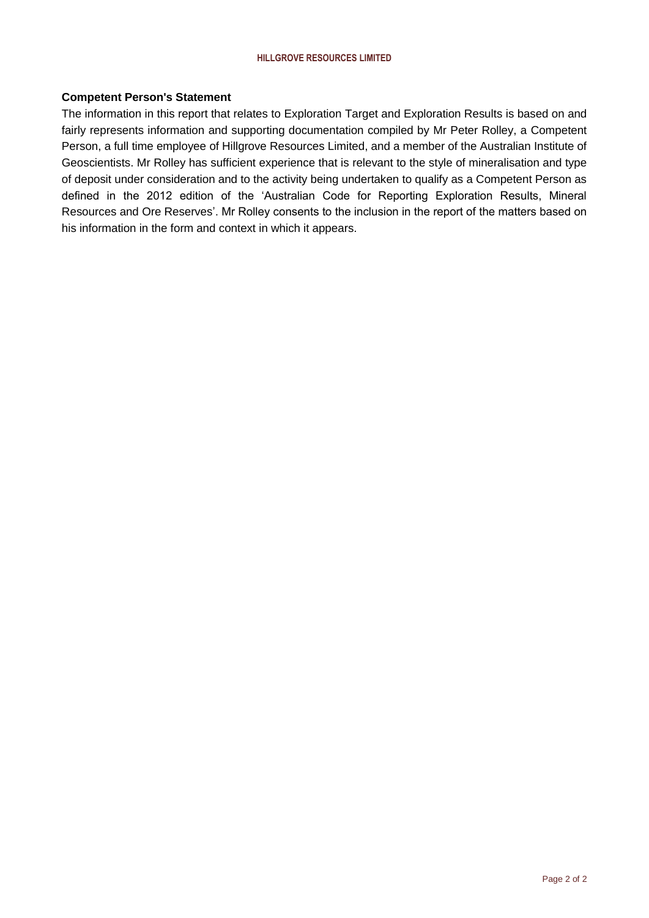## Competent Person's Statement

The information in this report that relates to Exploration Target and Exploration Results is based on and fairly represents information and supporting documentation compiled by Mr Peter Rolley, a Competent Person, a full time employee of Hillgrove Resources Limited, and a member of the Australian Institute of Geoscientists. Mr Rolley has sufficient experience that is relevant to the style of mineralisation and type of deposit under consideration and to the activity being undertaken to qualify as a Competent Person as defined in the 2012 edition of the 'Australian Code for Reporting Exploration Results, Mineral Resources and Ore Reserves'. Mr Rolley consents to the inclusion in the report of the matters based on his information in the form and context in which it appears.